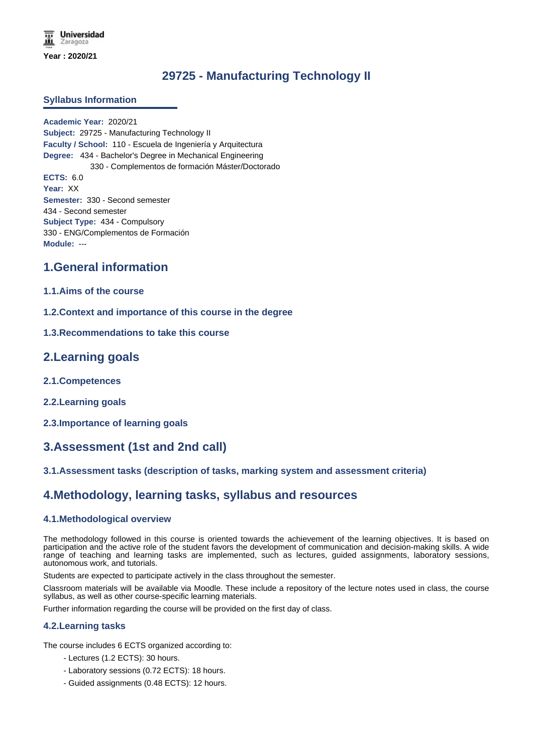Universidad Zaragoza

**Year : 2020/21**

# 29725 - Manufacturing Technology II

## Syllabus Information

**Academic Year:** 2020/21
**Subject:** 29725 - Manufacturing Technology II
**Faculty / School:** 110 - Escuela de Ingeniería y Arquitectura
**Degree:** 434 - Bachelor's Degree in Mechanical Engineering
330 - Complementos de formación Máster/Doctorado
**ECTS:** 6.0
**Year:** XX
**Semester:** 330 - Second semester
434 - Second semester
**Subject Type:** 434 - Compulsory
330 - ENG/Complementos de Formación
**Module:** ---

## 1.General information

### 1.1.Aims of the course

### 1.2.Context and importance of this course in the degree

### 1.3.Recommendations to take this course

## 2.Learning goals

### 2.1.Competences

### 2.2.Learning goals

### 2.3.Importance of learning goals

## 3.Assessment (1st and 2nd call)

### 3.1.Assessment tasks (description of tasks, marking system and assessment criteria)

## 4.Methodology, learning tasks, syllabus and resources

### 4.1.Methodological overview

The methodology followed in this course is oriented towards the achievement of the learning objectives. It is based on participation and the active role of the student favors the development of communication and decision-making skills. A wide range of teaching and learning tasks are implemented, such as lectures, guided assignments, laboratory sessions, autonomous work, and tutorials.

Students are expected to participate actively in the class throughout the semester.

Classroom materials will be available via Moodle. These include a repository of the lecture notes used in class, the course syllabus, as well as other course-specific learning materials.

Further information regarding the course will be provided on the first day of class.

### 4.2.Learning tasks

The course includes 6 ECTS organized according to:

- Lectures (1.2 ECTS): 30 hours.
- Laboratory sessions (0.72 ECTS): 18 hours.
- Guided assignments (0.48 ECTS): 12 hours.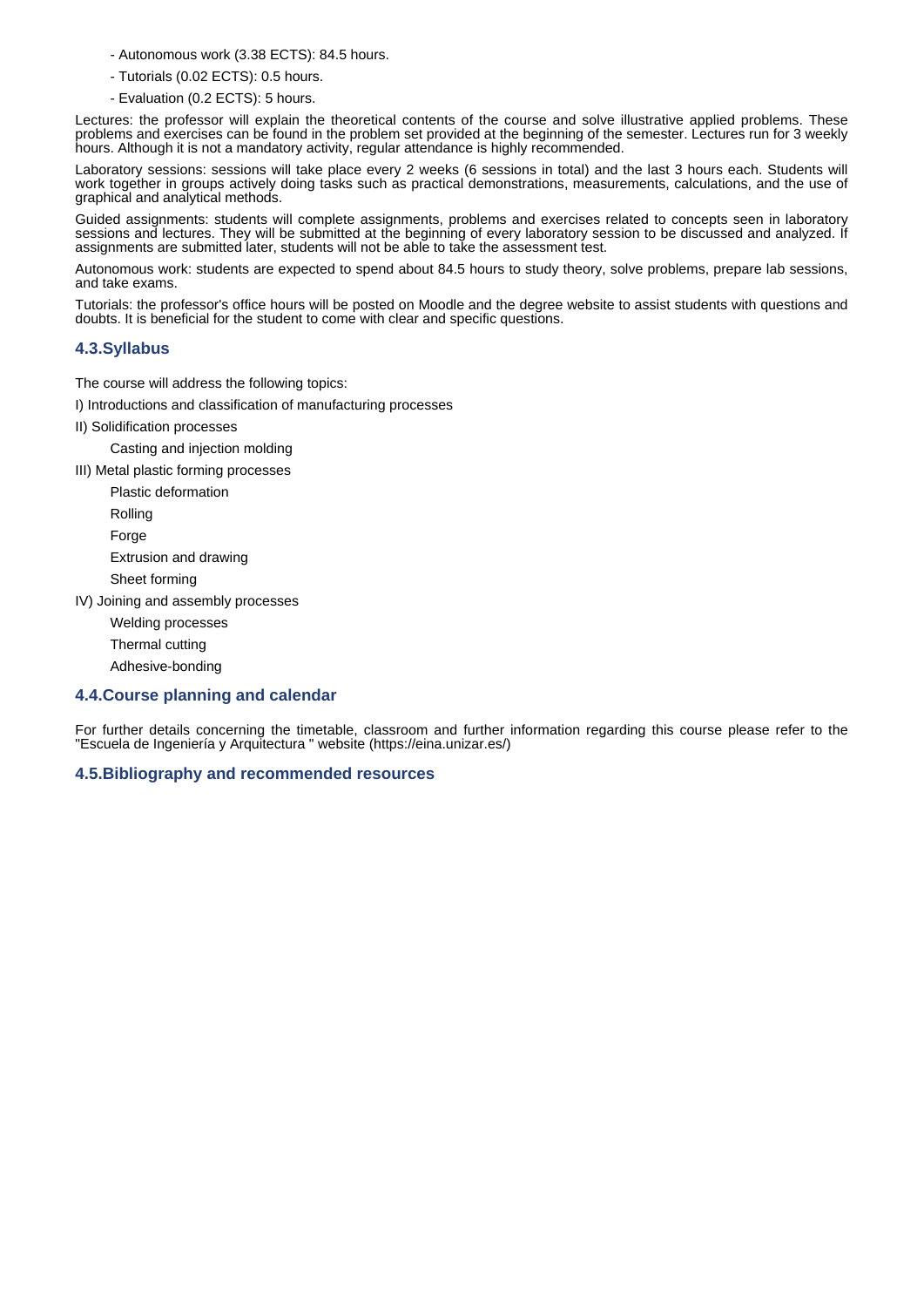- Autonomous work (3.38 ECTS): 84.5 hours.
- Tutorials (0.02 ECTS): 0.5 hours.
- Evaluation (0.2 ECTS): 5 hours.

Lectures: the professor will explain the theoretical contents of the course and solve illustrative applied problems. These problems and exercises can be found in the problem set provided at the beginning of the semester. Lectures run for 3 weekly hours. Although it is not a mandatory activity, regular attendance is highly recommended.

Laboratory sessions: sessions will take place every 2 weeks (6 sessions in total) and the last 3 hours each. Students will work together in groups actively doing tasks such as practical demonstrations, measurements, calculations, and the use of graphical and analytical methods.

Guided assignments: students will complete assignments, problems and exercises related to concepts seen in laboratory sessions and lectures. They will be submitted at the beginning of every laboratory session to be discussed and analyzed. If assignments are submitted later, students will not be able to take the assessment test.

Autonomous work: students are expected to spend about 84.5 hours to study theory, solve problems, prepare lab sessions, and take exams.

Tutorials: the professor's office hours will be posted on Moodle and the degree website to assist students with questions and doubts. It is beneficial for the student to come with clear and specific questions.

### 4.3.Syllabus

The course will address the following topics:

I) Introductions and classification of manufacturing processes

II) Solidification processes

- Casting and injection molding

III) Metal plastic forming processes

- Plastic deformation
- Rolling
- Forge
- Extrusion and drawing
- Sheet forming

IV) Joining and assembly processes

- Welding processes
- Thermal cutting
- Adhesive-bonding

### 4.4.Course planning and calendar

For further details concerning the timetable, classroom and further information regarding this course please refer to the "Escuela de Ingeniería y Arquitectura " website (https://eina.unizar.es/)

### 4.5.Bibliography and recommended resources